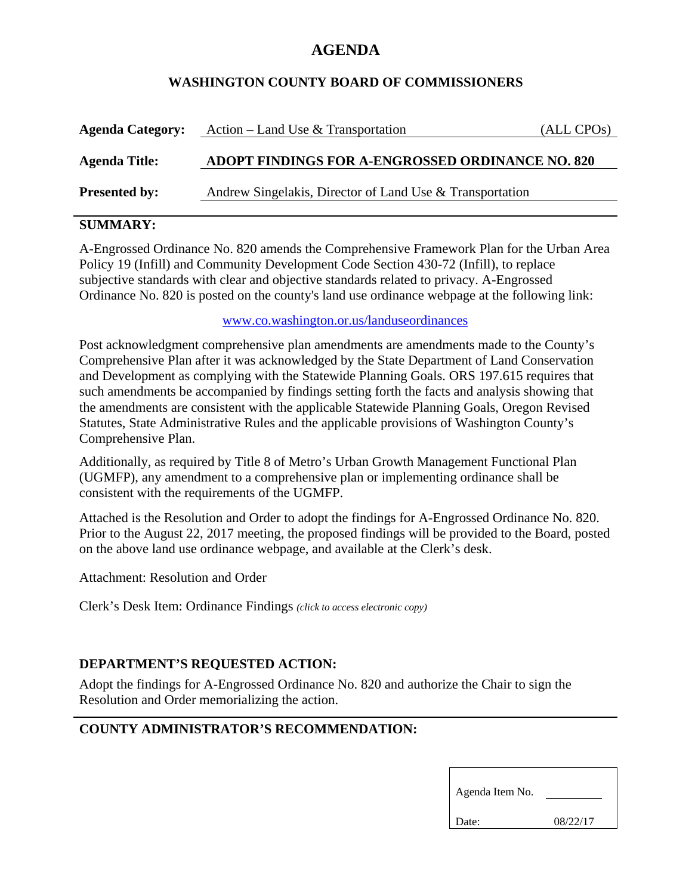# AGENDA

## WASHINGTON COUNTY BOARD OF COMMISSIONERS

**Agenda Category:** Action – Land Use & Transportation (ALL CPOs)

**Agenda Title:** **ADOPT FINDINGS FOR A-ENGROSSED ORDINANCE NO. 820**

**Presented by:** Andrew Singelakis, Director of Land Use & Transportation

---

### SUMMARY:

A-Engrossed Ordinance No. 820 amends the Comprehensive Framework Plan for the Urban Area Policy 19 (Infill) and Community Development Code Section 430-72 (Infill), to replace subjective standards with clear and objective standards related to privacy. A-Engrossed Ordinance No. 820 is posted on the county's land use ordinance webpage at the following link:

www.co.washington.or.us/landuseordinances

Post acknowledgment comprehensive plan amendments are amendments made to the County's Comprehensive Plan after it was acknowledged by the State Department of Land Conservation and Development as complying with the Statewide Planning Goals. ORS 197.615 requires that such amendments be accompanied by findings setting forth the facts and analysis showing that the amendments are consistent with the applicable Statewide Planning Goals, Oregon Revised Statutes, State Administrative Rules and the applicable provisions of Washington County's Comprehensive Plan.

Additionally, as required by Title 8 of Metro's Urban Growth Management Functional Plan (UGMFP), any amendment to a comprehensive plan or implementing ordinance shall be consistent with the requirements of the UGMFP.

Attached is the Resolution and Order to adopt the findings for A-Engrossed Ordinance No. 820. Prior to the August 22, 2017 meeting, the proposed findings will be provided to the Board, posted on the above land use ordinance webpage, and available at the Clerk's desk.

Attachment: Resolution and Order

Clerk's Desk Item: Ordinance Findings *(click to access electronic copy)*

### DEPARTMENT'S REQUESTED ACTION:

Adopt the findings for A-Engrossed Ordinance No. 820 and authorize the Chair to sign the Resolution and Order memorializing the action.

---

### COUNTY ADMINISTRATOR'S RECOMMENDATION:

Agenda Item No. ________

Date: 08/22/17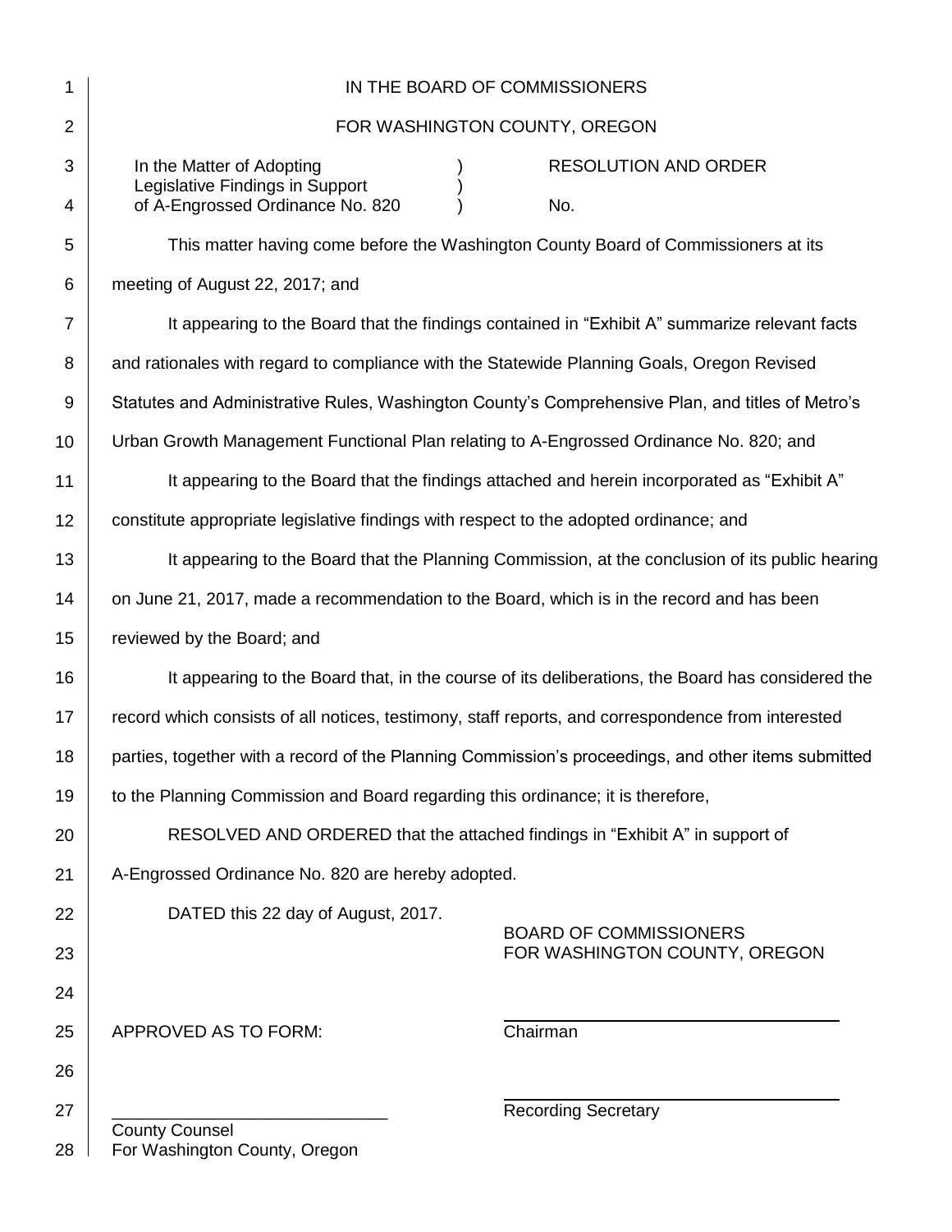IN THE BOARD OF COMMISSIONERS

FOR WASHINGTON COUNTY, OREGON

| | | |
|---|---|---|
| In the Matter of Adopting Legislative Findings in Support of A-Engrossed Ordinance No. 820 | ) ) ) | RESOLUTION AND ORDER<br><br>No. |

This matter having come before the Washington County Board of Commissioners at its meeting of August 22, 2017; and

It appearing to the Board that the findings contained in "Exhibit A" summarize relevant facts and rationales with regard to compliance with the Statewide Planning Goals, Oregon Revised Statutes and Administrative Rules, Washington County's Comprehensive Plan, and titles of Metro's Urban Growth Management Functional Plan relating to A-Engrossed Ordinance No. 820; and

It appearing to the Board that the findings attached and herein incorporated as "Exhibit A" constitute appropriate legislative findings with respect to the adopted ordinance; and

It appearing to the Board that the Planning Commission, at the conclusion of its public hearing on June 21, 2017, made a recommendation to the Board, which is in the record and has been reviewed by the Board; and

It appearing to the Board that, in the course of its deliberations, the Board has considered the record which consists of all notices, testimony, staff reports, and correspondence from interested parties, together with a record of the Planning Commission's proceedings, and other items submitted to the Planning Commission and Board regarding this ordinance; it is therefore,

RESOLVED AND ORDERED that the attached findings in "Exhibit A" in support of A-Engrossed Ordinance No. 820 are hereby adopted.

DATED this 22 day of August, 2017.

BOARD OF COMMISSIONERS
FOR WASHINGTON COUNTY, OREGON

APPROVED AS TO FORM:

\_\_\_\_\_\_\_\_\_\_\_\_\_\_\_\_\_\_\_\_\_\_\_\_\_\_\_\_\_\_
Chairman

\_\_\_\_\_\_\_\_\_\_\_\_\_\_\_\_\_\_\_\_\_\_\_\_\_\_\_\_\_\_
Recording Secretary

\_\_\_\_\_\_\_\_\_\_\_\_\_\_\_\_\_\_\_\_\_\_\_\_\_\_\_\_\_\_
County Counsel
For Washington County, Oregon